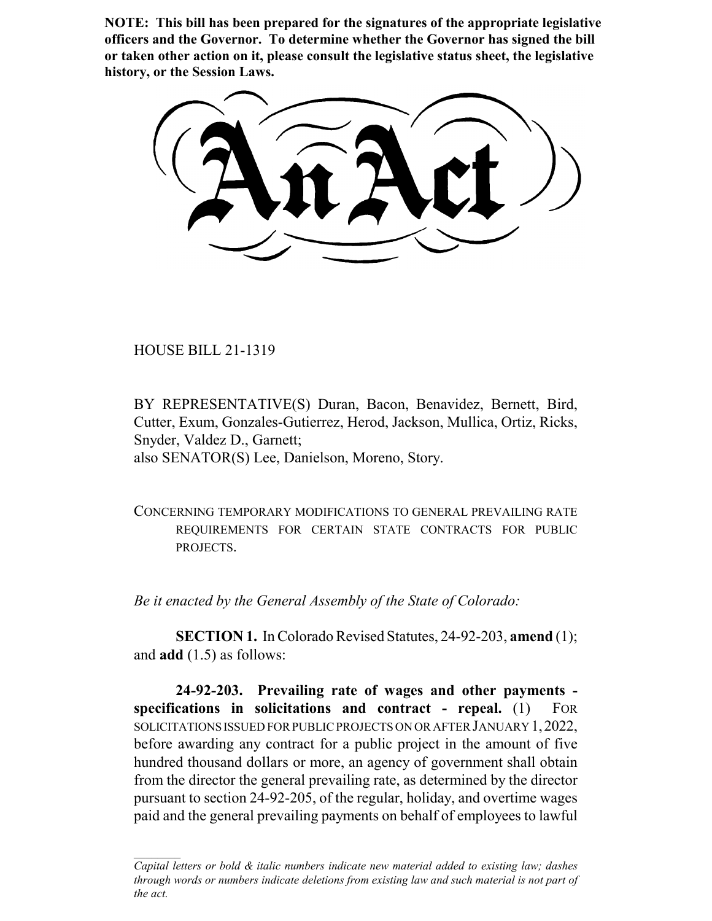**NOTE: This bill has been prepared for the signatures of the appropriate legislative officers and the Governor. To determine whether the Governor has signed the bill or taken other action on it, please consult the legislative status sheet, the legislative history, or the Session Laws.**

# An Act

HOUSE BILL 21-1319

BY REPRESENTATIVE(S) Duran, Bacon, Benavidez, Bernett, Bird, Cutter, Exum, Gonzales-Gutierrez, Herod, Jackson, Mullica, Ortiz, Ricks, Snyder, Valdez D., Garnett;
also SENATOR(S) Lee, Danielson, Moreno, Story.

CONCERNING TEMPORARY MODIFICATIONS TO GENERAL PREVAILING RATE REQUIREMENTS FOR CERTAIN STATE CONTRACTS FOR PUBLIC PROJECTS.

*Be it enacted by the General Assembly of the State of Colorado:*

**SECTION 1.** In Colorado Revised Statutes, 24-92-203, **amend** (1); and **add** (1.5) as follows:

**24-92-203. Prevailing rate of wages and other payments - specifications in solicitations and contract - repeal.** (1) FOR SOLICITATIONS ISSUED FOR PUBLIC PROJECTS ON OR AFTER JANUARY 1, 2022, before awarding any contract for a public project in the amount of five hundred thousand dollars or more, an agency of government shall obtain from the director the general prevailing rate, as determined by the director pursuant to section 24-92-205, of the regular, holiday, and overtime wages paid and the general prevailing payments on behalf of employees to lawful

*Capital letters or bold & italic numbers indicate new material added to existing law; dashes through words or numbers indicate deletions from existing law and such material is not part of the act.*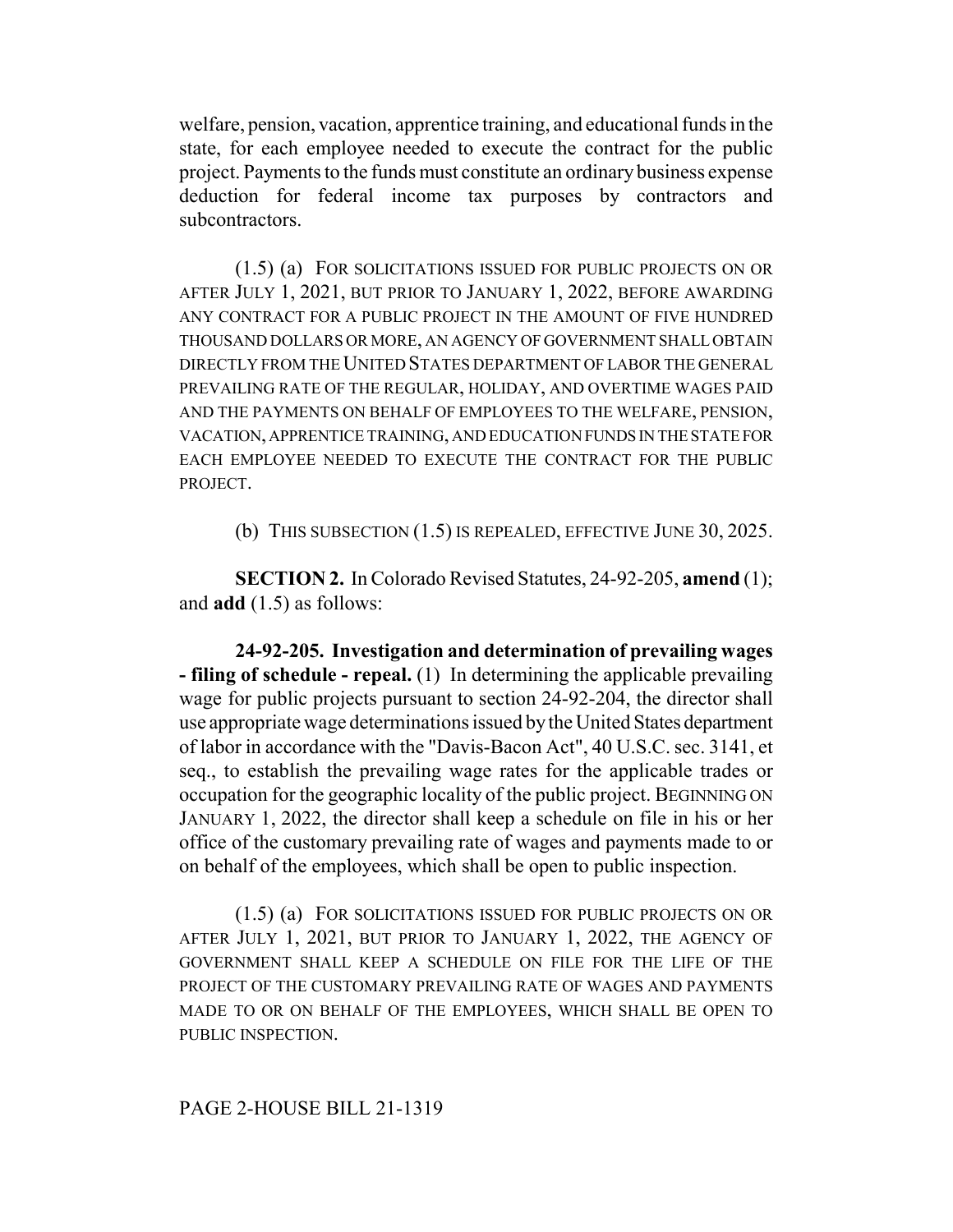welfare, pension, vacation, apprentice training, and educational funds in the state, for each employee needed to execute the contract for the public project. Payments to the funds must constitute an ordinary business expense deduction for federal income tax purposes by contractors and subcontractors.

(1.5) (a) FOR SOLICITATIONS ISSUED FOR PUBLIC PROJECTS ON OR AFTER JULY 1, 2021, BUT PRIOR TO JANUARY 1, 2022, BEFORE AWARDING ANY CONTRACT FOR A PUBLIC PROJECT IN THE AMOUNT OF FIVE HUNDRED THOUSAND DOLLARS OR MORE, AN AGENCY OF GOVERNMENT SHALL OBTAIN DIRECTLY FROM THE UNITED STATES DEPARTMENT OF LABOR THE GENERAL PREVAILING RATE OF THE REGULAR, HOLIDAY, AND OVERTIME WAGES PAID AND THE PAYMENTS ON BEHALF OF EMPLOYEES TO THE WELFARE, PENSION, VACATION, APPRENTICE TRAINING, AND EDUCATION FUNDS IN THE STATE FOR EACH EMPLOYEE NEEDED TO EXECUTE THE CONTRACT FOR THE PUBLIC PROJECT.

(b) THIS SUBSECTION (1.5) IS REPEALED, EFFECTIVE JUNE 30, 2025.

**SECTION 2.** In Colorado Revised Statutes, 24-92-205, **amend** (1); and **add** (1.5) as follows:

**24-92-205. Investigation and determination of prevailing wages - filing of schedule - repeal.** (1) In determining the applicable prevailing wage for public projects pursuant to section 24-92-204, the director shall use appropriate wage determinations issued by the United States department of labor in accordance with the "Davis-Bacon Act", 40 U.S.C. sec. 3141, et seq., to establish the prevailing wage rates for the applicable trades or occupation for the geographic locality of the public project. BEGINNING ON JANUARY 1, 2022, the director shall keep a schedule on file in his or her office of the customary prevailing rate of wages and payments made to or on behalf of the employees, which shall be open to public inspection.

(1.5) (a) FOR SOLICITATIONS ISSUED FOR PUBLIC PROJECTS ON OR AFTER JULY 1, 2021, BUT PRIOR TO JANUARY 1, 2022, THE AGENCY OF GOVERNMENT SHALL KEEP A SCHEDULE ON FILE FOR THE LIFE OF THE PROJECT OF THE CUSTOMARY PREVAILING RATE OF WAGES AND PAYMENTS MADE TO OR ON BEHALF OF THE EMPLOYEES, WHICH SHALL BE OPEN TO PUBLIC INSPECTION.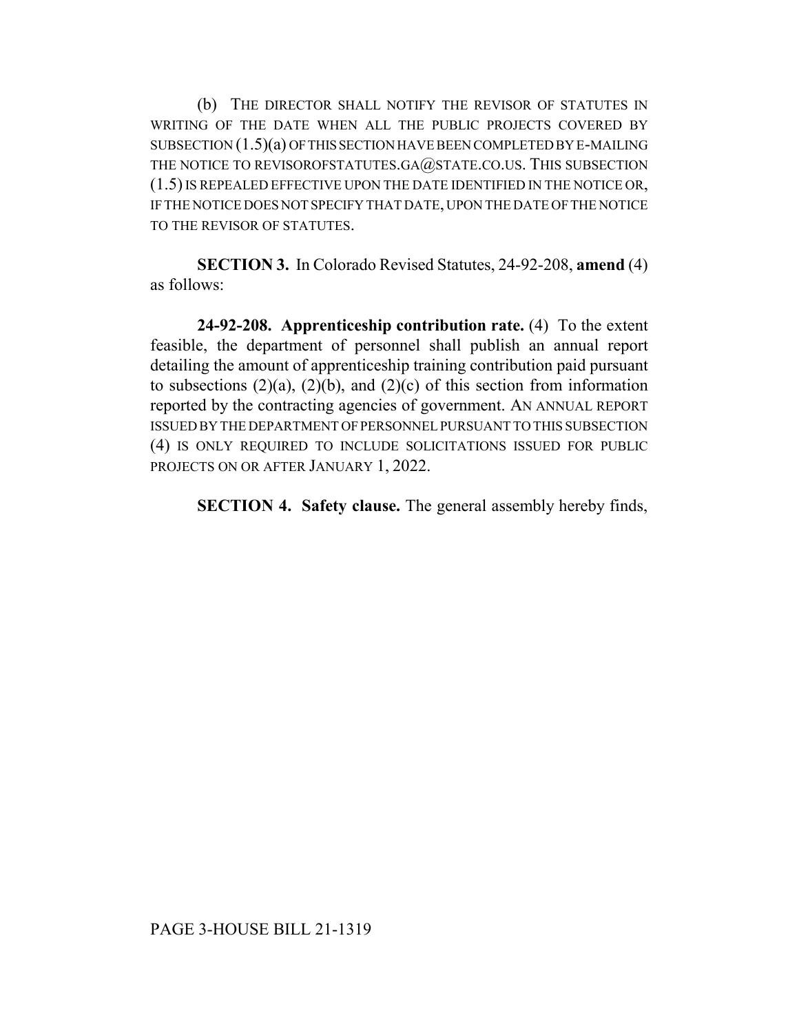(b) THE DIRECTOR SHALL NOTIFY THE REVISOR OF STATUTES IN WRITING OF THE DATE WHEN ALL THE PUBLIC PROJECTS COVERED BY SUBSECTION (1.5)(a) OF THIS SECTION HAVE BEEN COMPLETED BY E-MAILING THE NOTICE TO REVISOROFSTATUTES.GA@STATE.CO.US. THIS SUBSECTION (1.5) IS REPEALED EFFECTIVE UPON THE DATE IDENTIFIED IN THE NOTICE OR, IF THE NOTICE DOES NOT SPECIFY THAT DATE, UPON THE DATE OF THE NOTICE TO THE REVISOR OF STATUTES.

**SECTION 3.** In Colorado Revised Statutes, 24-92-208, **amend** (4) as follows:

**24-92-208. Apprenticeship contribution rate.** (4) To the extent feasible, the department of personnel shall publish an annual report detailing the amount of apprenticeship training contribution paid pursuant to subsections (2)(a), (2)(b), and (2)(c) of this section from information reported by the contracting agencies of government. AN ANNUAL REPORT ISSUED BY THE DEPARTMENT OF PERSONNEL PURSUANT TO THIS SUBSECTION (4) IS ONLY REQUIRED TO INCLUDE SOLICITATIONS ISSUED FOR PUBLIC PROJECTS ON OR AFTER JANUARY 1, 2022.

**SECTION 4. Safety clause.** The general assembly hereby finds,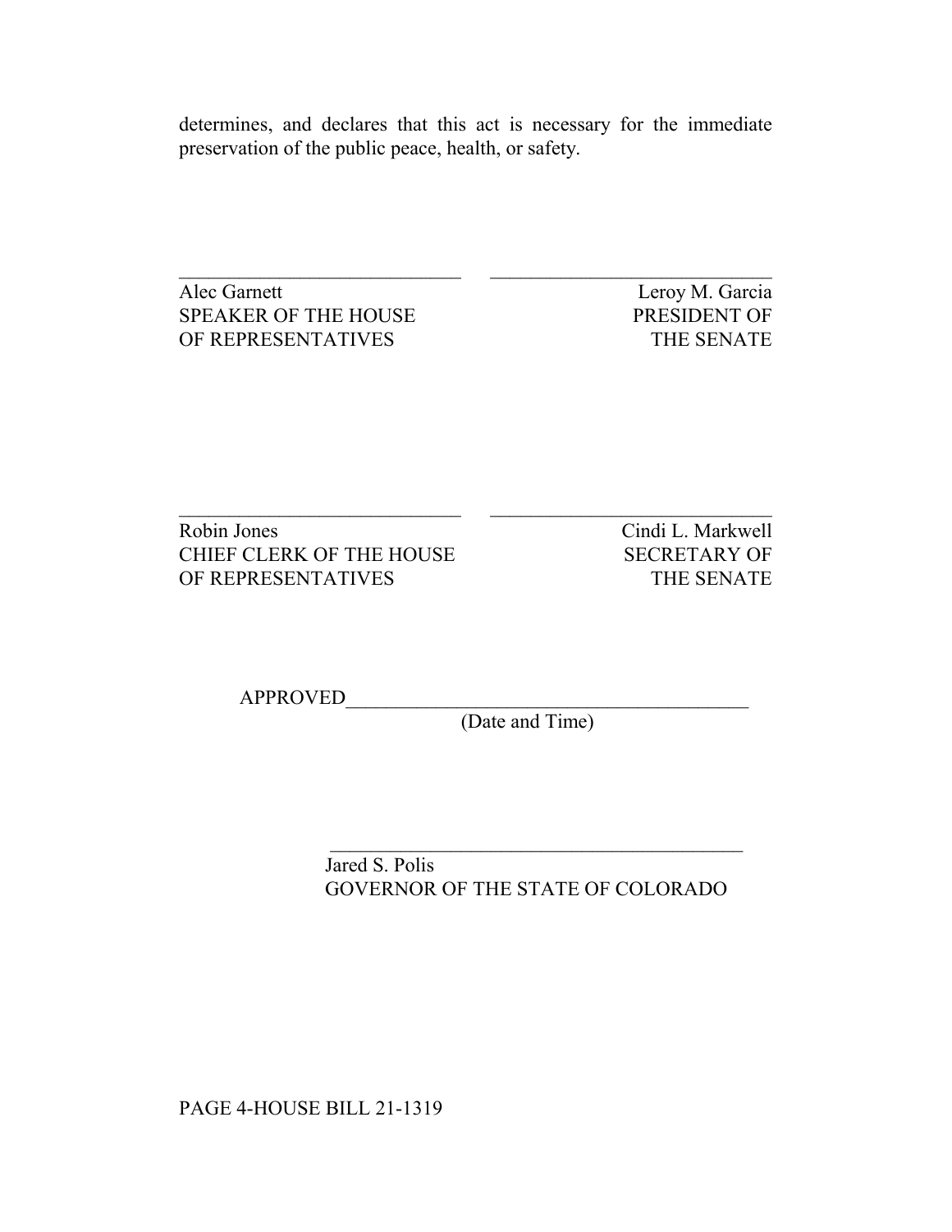determines, and declares that this act is necessary for the immediate preservation of the public peace, health, or safety.

____________________________ ____________________________

Alec Garnett
SPEAKER OF THE HOUSE
OF REPRESENTATIVES

Leroy M. Garcia
PRESIDENT OF
THE SENATE

____________________________ ____________________________

Robin Jones
CHIEF CLERK OF THE HOUSE
OF REPRESENTATIVES

Cindi L. Markwell
SECRETARY OF
THE SENATE

APPROVED________________________________________
(Date and Time)

_________________________________________
Jared S. Polis
GOVERNOR OF THE STATE OF COLORADO

PAGE 4-HOUSE BILL 21-1319